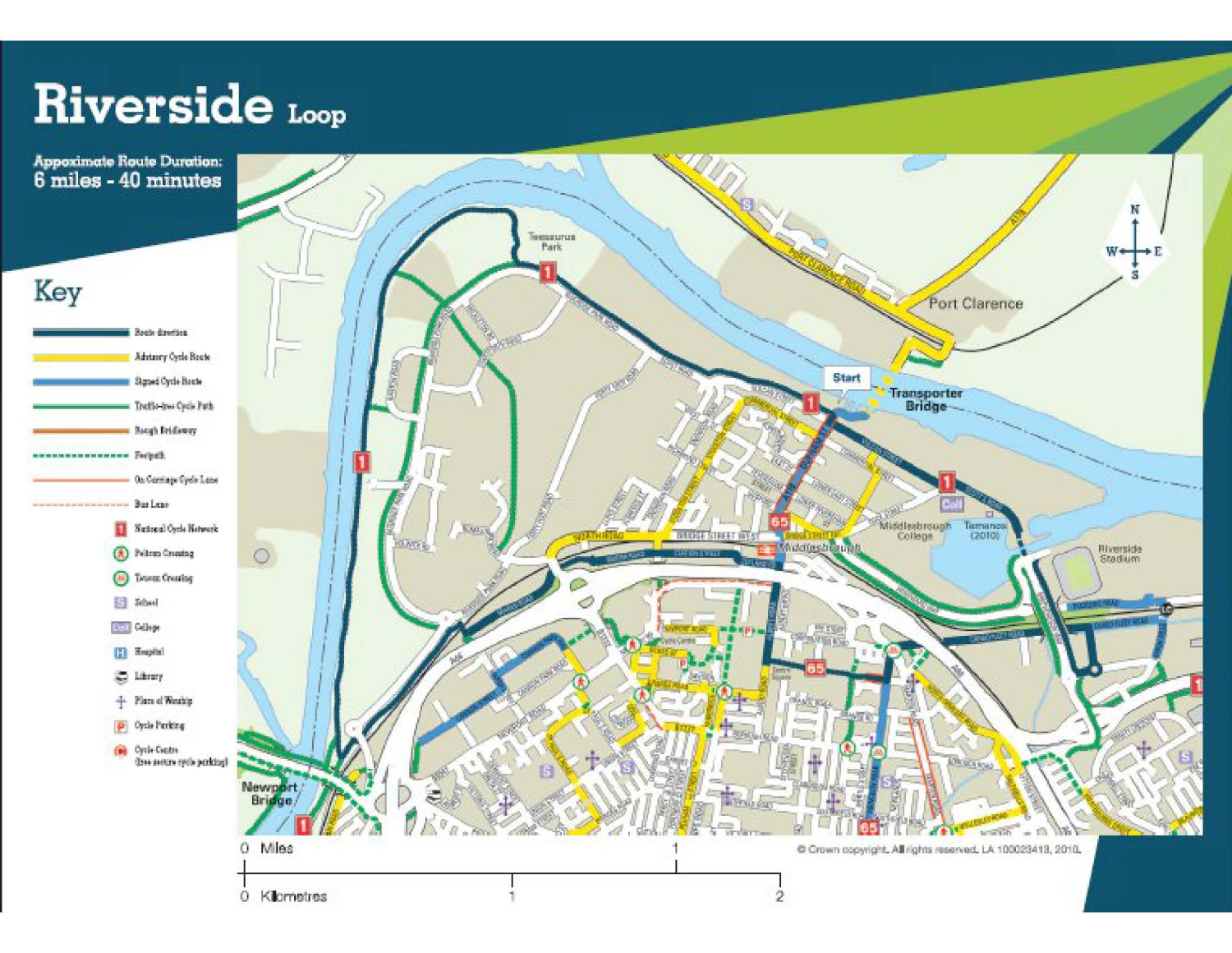# Riverside Loop

**Appoximate Route Duration:**
**6 miles - 40 minutes**

## Key

- Route direction
- Advisory Cycle Route
- Signed Cycle Route
- Traffic-free Cycle Path
- Rough Bridleway
- Footpath
- On Carriage Cycle Lane
- Bus Lane
- National Cycle Network
- Pelican Crossing
- Toucan Crossing
- School
- College
- Hospital
- Library
- Place of Worship
- Cycle Parking
- Cycle Centre (free secure cycle parking)

Start

Transporter Bridge

Port Clarence

Teessaurus Park

Middlesbrough

Middlesbrough College

Riverside Stadium

Newport Bridge

0 Miles 1

0 Kilometres 1 2

© Crown copyright. All rights reserved. LA 100023413, 2010.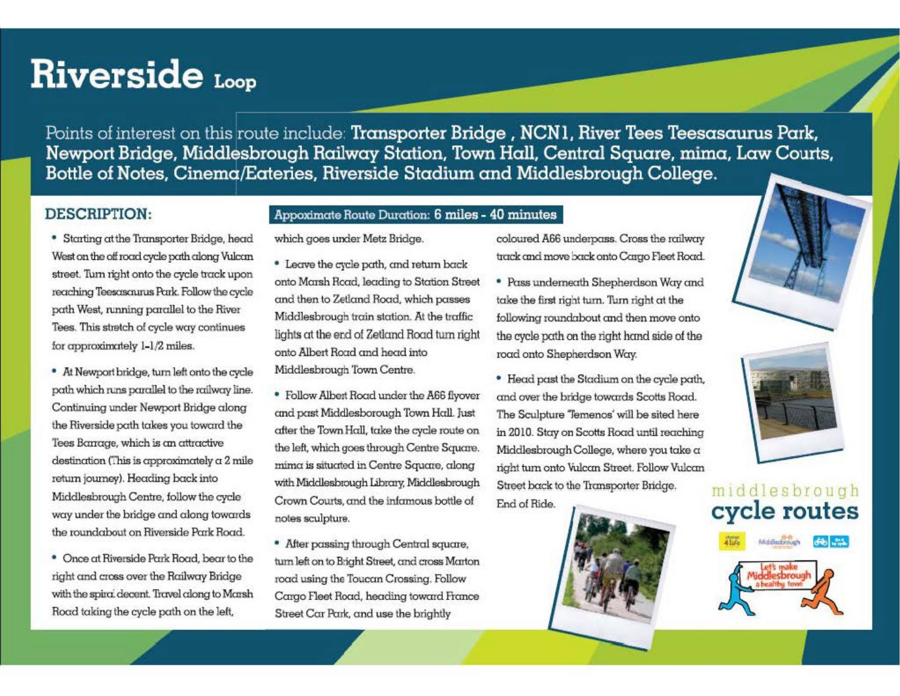# Riverside Loop

Points of interest on this route include: **Transporter Bridge , NCN1, River Tees Teesasaurus Park, Newport Bridge, Middlesbrough Railway Station, Town Hall, Central Square, mima, Law Courts, Bottle of Notes, Cinema/Eateries, Riverside Stadium and Middlesbrough College.**

## DESCRIPTION:

**Appoximate Route Duration: 6 miles - 40 minutes**

- Starting at the Transporter Bridge, head West on the off road cycle path along Vulcan street. Turn right onto the cycle track upon reaching Teesasaurus Park. Follow the cycle path West, running parallel to the River Tees. This stretch of cycle way continues for approximately 1-1/2 miles.
- At Newport bridge, turn left onto the cycle path which runs parallel to the railway line. Continuing under Newport Bridge along the Riverside path takes you toward the Tees Barrage, which is an attractive destination (This is approximately a 2 mile return journey). Heading back into Middlesbrough Centre, follow the cycle way under the bridge and along towards the roundabout on Riverside Park Road.
- Once at Riverside Park Road, bear to the right and cross over the Railway Bridge with the spiral decent. Travel along to Marsh Road taking the cycle path on the left, which goes under Metz Bridge.
- Leave the cycle path, and return back onto Marsh Road, leading to Station Street and then to Zetland Road, which passes Middlesbrough train station. At the traffic lights at the end of Zetland Road turn right onto Albert Road and head into Middlesbrough Town Centre.
- Follow Albert Road under the A66 flyover and past Middlesborough Town Hall. Just after the Town Hall, take the cycle route on the left, which goes through Centre Square. mima is situated in Centre Square, along with Middlesbrough Library, Middlesbrough Crown Courts, and the infamous bottle of notes sculpture.
- After passing through Central square, turn left on to Bright Street, and cross Marton road using the Toucan Crossing. Follow Cargo Fleet Road, heading toward France Street Car Park, and use the brightly coloured A66 underpass. Cross the railway track and move back onto Cargo Fleet Road.
- Pass underneath Shepherdson Way and take the first right turn. Turn right at the following roundabout and then move onto the cycle path on the right hand side of the road onto Shepherdson Way.
- Head past the Stadium on the cycle path, and over the bridge towards Scotts Road. The Sculpture 'Temenos' will be sited here in 2010. Stay on Scotts Road until reaching Middlesbrough College, where you take a right turn onto Vulcan Street. Follow Vulcan Street back to the Transporter Bridge.

End of Ride.

middlesbrough
**cycle routes**

Let's make Middlesbrough a healthy town